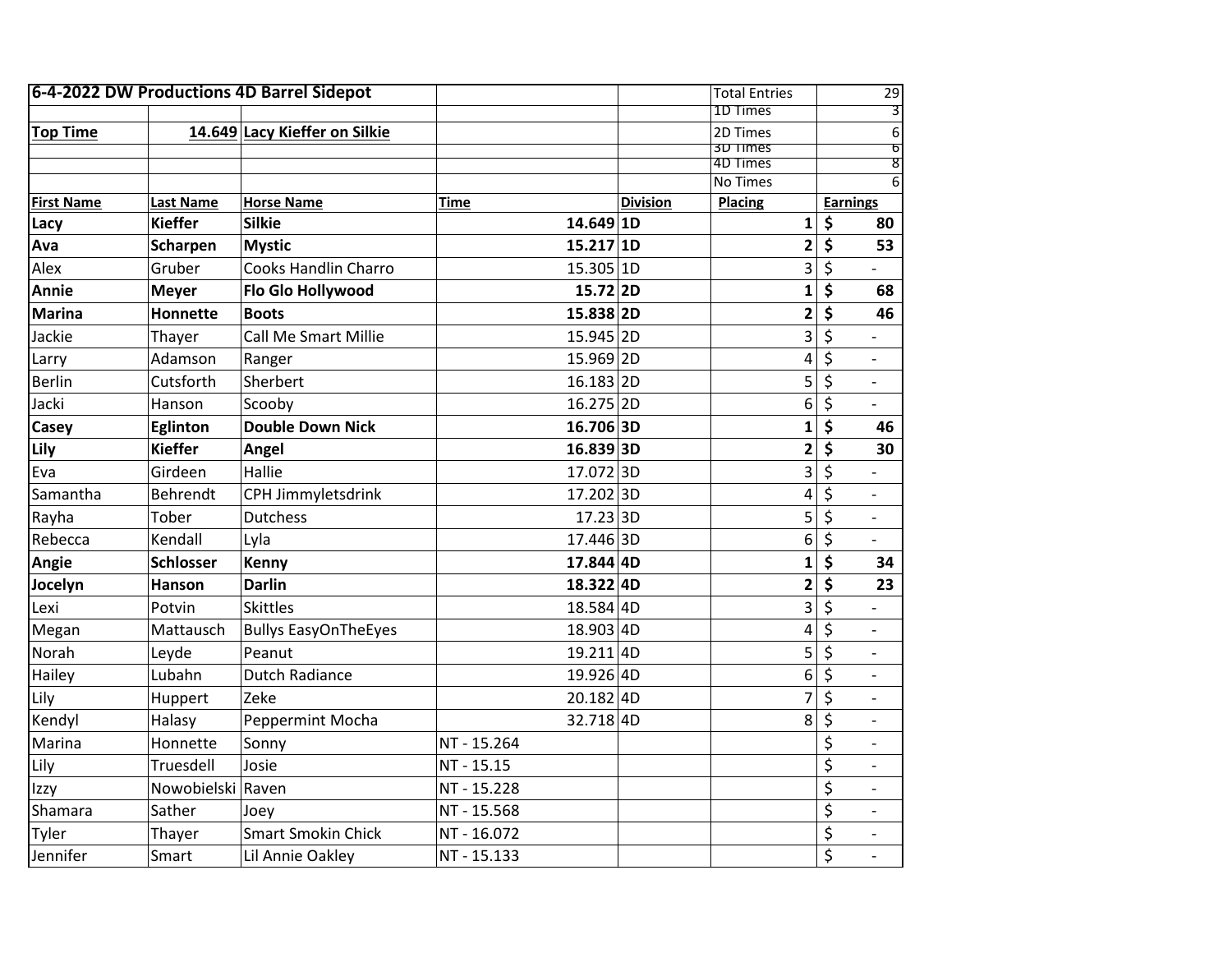| 6-4-2022 DW Productions 4D Barrel Sidepot | | | | | Total Entries | 29 |
|---|---|---|---|---|---|---|
| | | | | | 1D Times | 3 |
| **Top Time** | **14.649** | **Lacy Kieffer on Silkie** | | | 2D Times | 6 |
| | | | | | 3D Times | 6 |
| | | | | | 4D Times | 8 |
| | | | | | No Times | 6 |
| **First Name** | **Last Name** | **Horse Name** | **Time** | **Division** | **Placing** | **Earnings** |
| **Lacy** | **Kieffer** | **Silkie** | **14.649** | **1D** | **1** | **$ 80** |
| **Ava** | **Scharpen** | **Mystic** | **15.217** | **1D** | **2** | **$ 53** |
| Alex | Gruber | Cooks Handlin Charro | 15.305 | 1D | 3 | $ - |
| **Annie** | **Meyer** | **Flo Glo Hollywood** | **15.72** | **2D** | **1** | **$ 68** |
| **Marina** | **Honnette** | **Boots** | **15.838** | **2D** | **2** | **$ 46** |
| Jackie | Thayer | Call Me Smart Millie | 15.945 | 2D | 3 | $ - |
| Larry | Adamson | Ranger | 15.969 | 2D | 4 | $ - |
| Berlin | Cutsforth | Sherbert | 16.183 | 2D | 5 | $ - |
| Jacki | Hanson | Scooby | 16.275 | 2D | 6 | $ - |
| **Casey** | **Eglinton** | **Double Down Nick** | **16.706** | **3D** | **1** | **$ 46** |
| **Lily** | **Kieffer** | **Angel** | **16.839** | **3D** | **2** | **$ 30** |
| Eva | Girdeen | Hallie | 17.072 | 3D | 3 | $ - |
| Samantha | Behrendt | CPH Jimmyletsdrink | 17.202 | 3D | 4 | $ - |
| Rayha | Tober | Dutchess | 17.23 | 3D | 5 | $ - |
| Rebecca | Kendall | Lyla | 17.446 | 3D | 6 | $ - |
| **Angie** | **Schlosser** | **Kenny** | **17.844** | **4D** | **1** | **$ 34** |
| **Jocelyn** | **Hanson** | **Darlin** | **18.322** | **4D** | **2** | **$ 23** |
| Lexi | Potvin | Skittles | 18.584 | 4D | 3 | $ - |
| Megan | Mattausch | Bullys EasyOnTheEyes | 18.903 | 4D | 4 | $ - |
| Norah | Leyde | Peanut | 19.211 | 4D | 5 | $ - |
| Hailey | Lubahn | Dutch Radiance | 19.926 | 4D | 6 | $ - |
| Lily | Huppert | Zeke | 20.182 | 4D | 7 | $ - |
| Kendyl | Halasy | Peppermint Mocha | 32.718 | 4D | 8 | $ - |
| Marina | Honnette | Sonny | NT - 15.264 | | | $ - |
| Lily | Truesdell | Josie | NT - 15.15 | | | $ - |
| Izzy | Nowobielski | Raven | NT - 15.228 | | | $ - |
| Shamara | Sather | Joey | NT - 15.568 | | | $ - |
| Tyler | Thayer | Smart Smokin Chick | NT - 16.072 | | | $ - |
| Jennifer | Smart | Lil Annie Oakley | NT - 15.133 | | | $ - |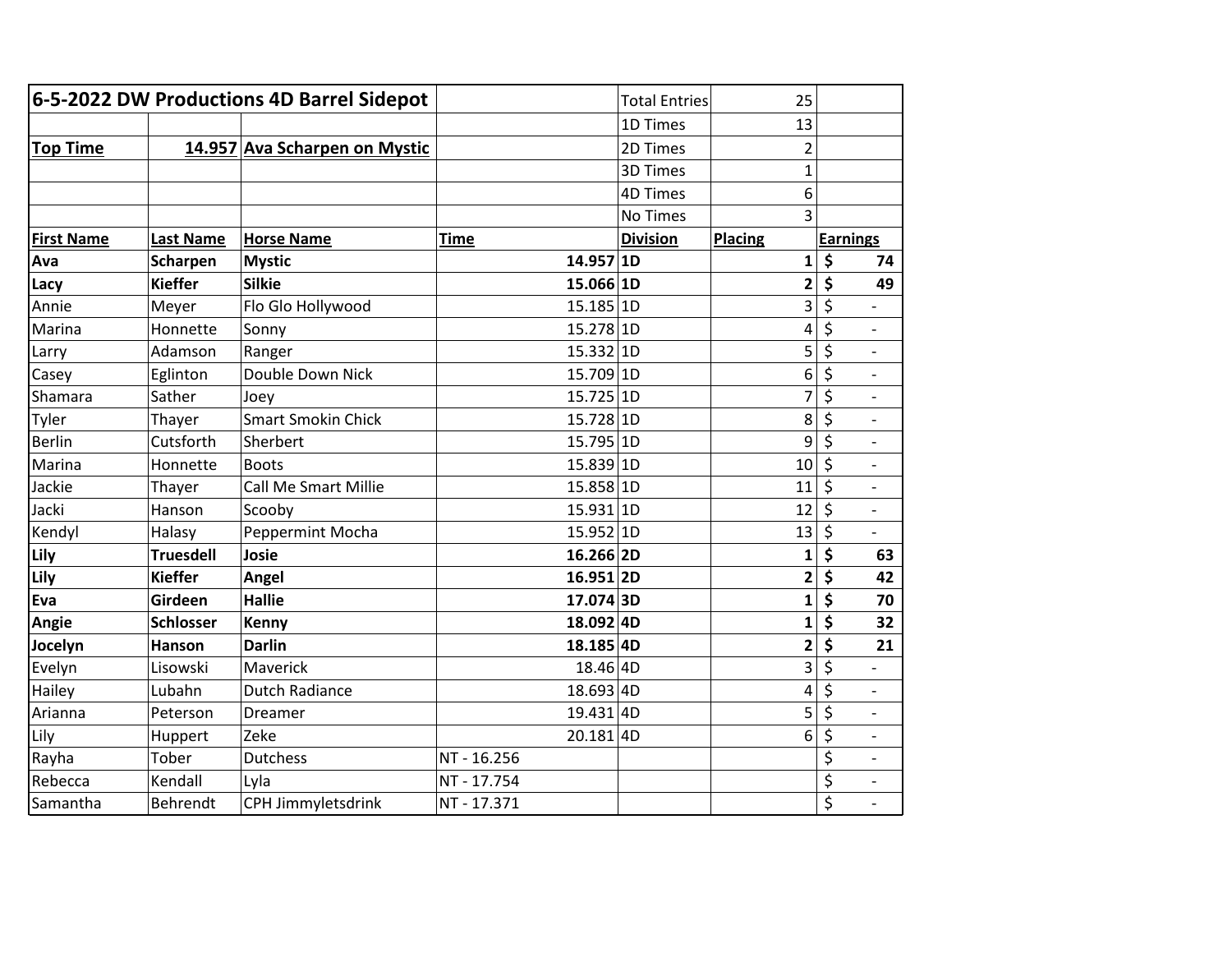| 6-5-2022 DW Productions 4D Barrel Sidepot | | | | Total Entries | 25 | |
|---|---|---|---|---|---|---|
| | | | | 1D Times | 13 | |
| **Top Time** | **14.957** | **Ava Scharpen on Mystic** | | 2D Times | 2 | |
| | | | | 3D Times | 1 | |
| | | | | 4D Times | 6 | |
| | | | | No Times | 3 | |
| **First Name** | **Last Name** | **Horse Name** | **Time** | **Division** | **Placing** | **Earnings** |
| **Ava** | **Scharpen** | **Mystic** | **14.957** | **1D** | **1** | **$ 74** |
| **Lacy** | **Kieffer** | **Silkie** | **15.066** | **1D** | **2** | **$ 49** |
| Annie | Meyer | Flo Glo Hollywood | 15.185 | 1D | 3 | $ - |
| Marina | Honnette | Sonny | 15.278 | 1D | 4 | $ - |
| Larry | Adamson | Ranger | 15.332 | 1D | 5 | $ - |
| Casey | Eglinton | Double Down Nick | 15.709 | 1D | 6 | $ - |
| Shamara | Sather | Joey | 15.725 | 1D | 7 | $ - |
| Tyler | Thayer | Smart Smokin Chick | 15.728 | 1D | 8 | $ - |
| Berlin | Cutsforth | Sherbert | 15.795 | 1D | 9 | $ - |
| Marina | Honnette | Boots | 15.839 | 1D | 10 | $ - |
| Jackie | Thayer | Call Me Smart Millie | 15.858 | 1D | 11 | $ - |
| Jacki | Hanson | Scooby | 15.931 | 1D | 12 | $ - |
| Kendyl | Halasy | Peppermint Mocha | 15.952 | 1D | 13 | $ - |
| **Lily** | **Truesdell** | **Josie** | **16.266** | **2D** | **1** | **$ 63** |
| **Lily** | **Kieffer** | **Angel** | **16.951** | **2D** | **2** | **$ 42** |
| **Eva** | **Girdeen** | **Hallie** | **17.074** | **3D** | **1** | **$ 70** |
| **Angie** | **Schlosser** | **Kenny** | **18.092** | **4D** | **1** | **$ 32** |
| **Jocelyn** | **Hanson** | **Darlin** | **18.185** | **4D** | **2** | **$ 21** |
| Evelyn | Lisowski | Maverick | 18.46 | 4D | 3 | $ - |
| Hailey | Lubahn | Dutch Radiance | 18.693 | 4D | 4 | $ - |
| Arianna | Peterson | Dreamer | 19.431 | 4D | 5 | $ - |
| Lily | Huppert | Zeke | 20.181 | 4D | 6 | $ - |
| Rayha | Tober | Dutchess | NT - 16.256 | | | $ - |
| Rebecca | Kendall | Lyla | NT - 17.754 | | | $ - |
| Samantha | Behrendt | CPH Jimmyletsdrink | NT - 17.371 | | | $ - |